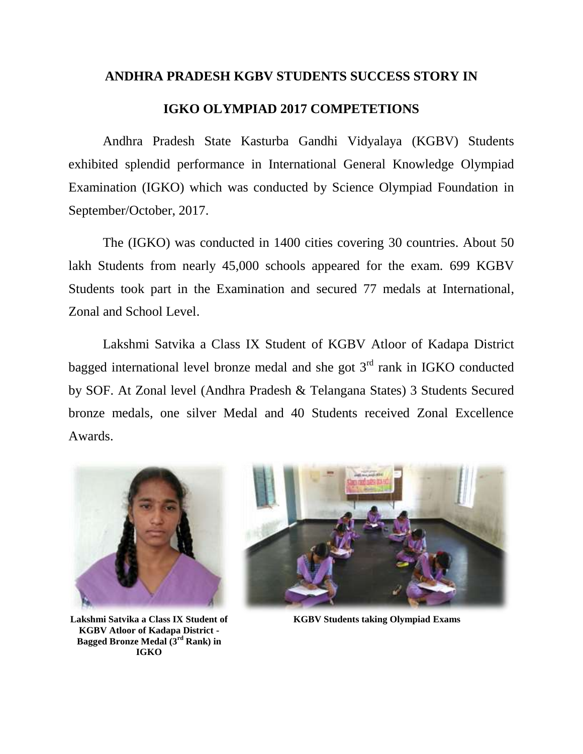# ANDHRA PRADESH KGBV STUDENTS SUCCESS STORY IN IGKO OLYMPIAD 2017 COMPETETIONS

Andhra Pradesh State Kasturba Gandhi Vidyalaya (KGBV) Students exhibited splendid performance in International General Knowledge Olympiad Examination (IGKO) which was conducted by Science Olympiad Foundation in September/October, 2017.

The (IGKO) was conducted in 1400 cities covering 30 countries. About 50 lakh Students from nearly 45,000 schools appeared for the exam. 699 KGBV Students took part in the Examination and secured 77 medals at International, Zonal and School Level.

Lakshmi Satvika a Class IX Student of KGBV Atloor of Kadapa District bagged international level bronze medal and she got 3rd rank in IGKO conducted by SOF. At Zonal level (Andhra Pradesh & Telangana States) 3 Students Secured bronze medals, one silver Medal and 40 Students received Zonal Excellence Awards.

**Lakshmi Satvika a Class IX Student of KGBV Atloor of Kadapa District - Bagged Bronze Medal (3rd Rank) in IGKO**

**KGBV Students taking Olympiad Exams**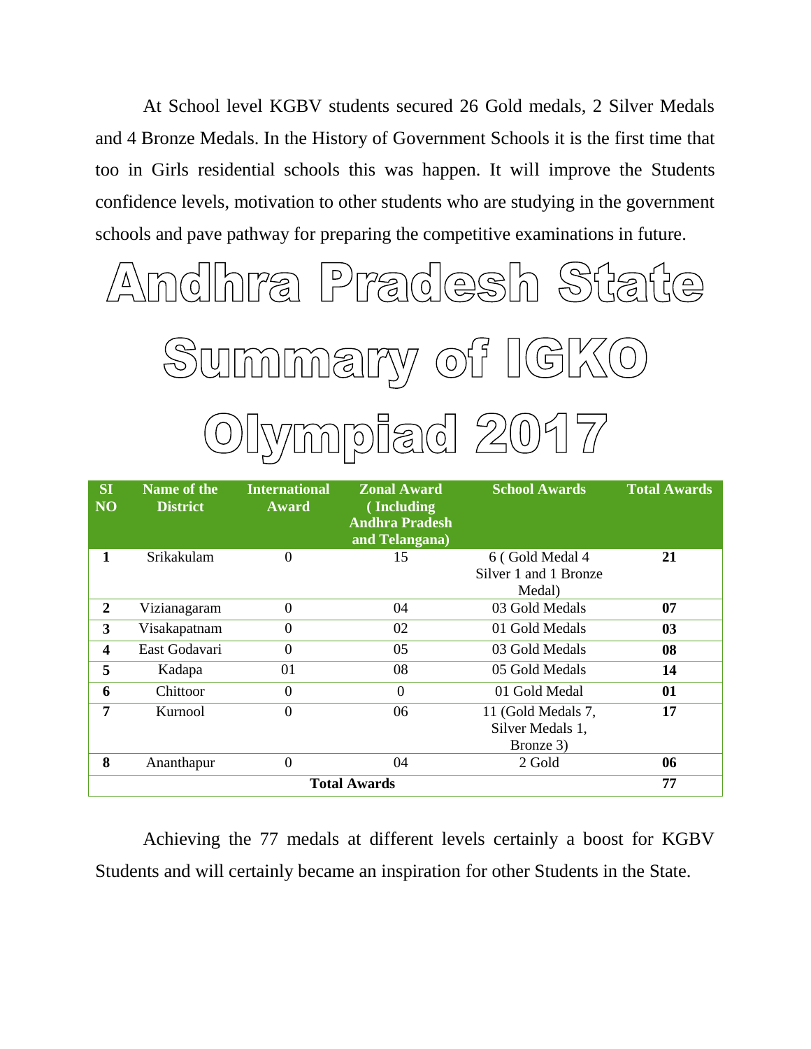At School level KGBV students secured 26 Gold medals, 2 Silver Medals and 4 Bronze Medals. In the History of Government Schools it is the first time that too in Girls residential schools this was happen. It will improve the Students confidence levels, motivation to other students who are studying in the government schools and pave pathway for preparing the competitive examinations in future.

# Andhra Pradesh State Summary of IGKO Olympiad 2017

| SI NO | Name of the District | International Award | Zonal Award ( Including Andhra Pradesh and Telangana) | School Awards | Total Awards |
|---|---|---|---|---|---|
| **1** | Srikakulam | 0 | 15 | 6 ( Gold Medal 4 Silver 1 and 1 Bronze Medal) | **21** |
| **2** | Vizianagaram | 0 | 04 | 03 Gold Medals | **07** |
| **3** | Visakapatnam | 0 | 02 | 01 Gold Medals | **03** |
| **4** | East Godavari | 0 | 05 | 03 Gold Medals | **08** |
| **5** | Kadapa | 01 | 08 | 05 Gold Medals | **14** |
| **6** | Chittoor | 0 | 0 | 01 Gold Medal | **01** |
| **7** | Kurnool | 0 | 06 | 11 (Gold Medals 7, Silver Medals 1, Bronze 3) | **17** |
| **8** | Ananthapur | 0 | 04 | 2 Gold | **06** |
| **Total Awards** | | | | | **77** |

Achieving the 77 medals at different levels certainly a boost for KGBV Students and will certainly became an inspiration for other Students in the State.